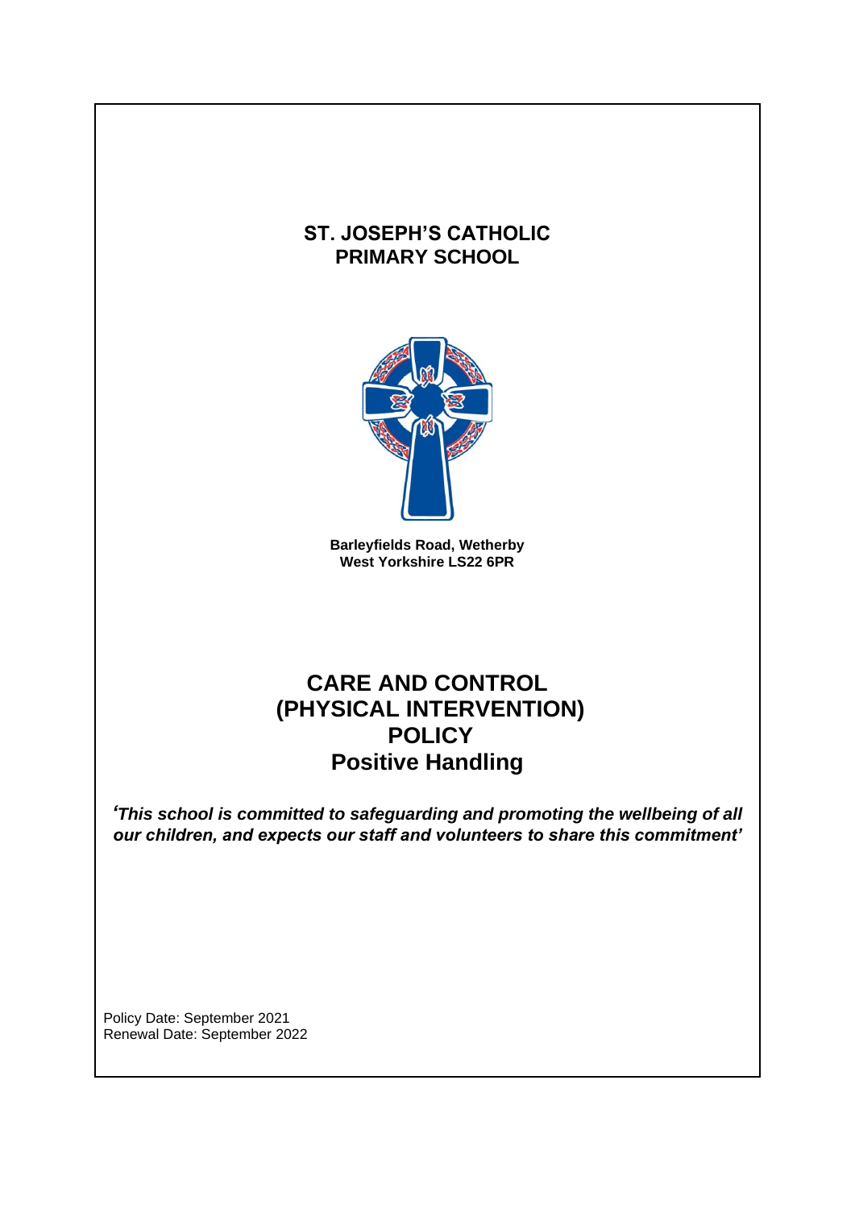# ST. JOSEPH'S CATHOLIC PRIMARY SCHOOL

**Barleyfields Road, Wetherby**
**West Yorkshire LS22 6PR**

# CARE AND CONTROL (PHYSICAL INTERVENTION) POLICY
# Positive Handling

***'This school is committed to safeguarding and promoting the wellbeing of all our children, and expects our staff and volunteers to share this commitment'***

Policy Date: September 2021
Renewal Date: September 2022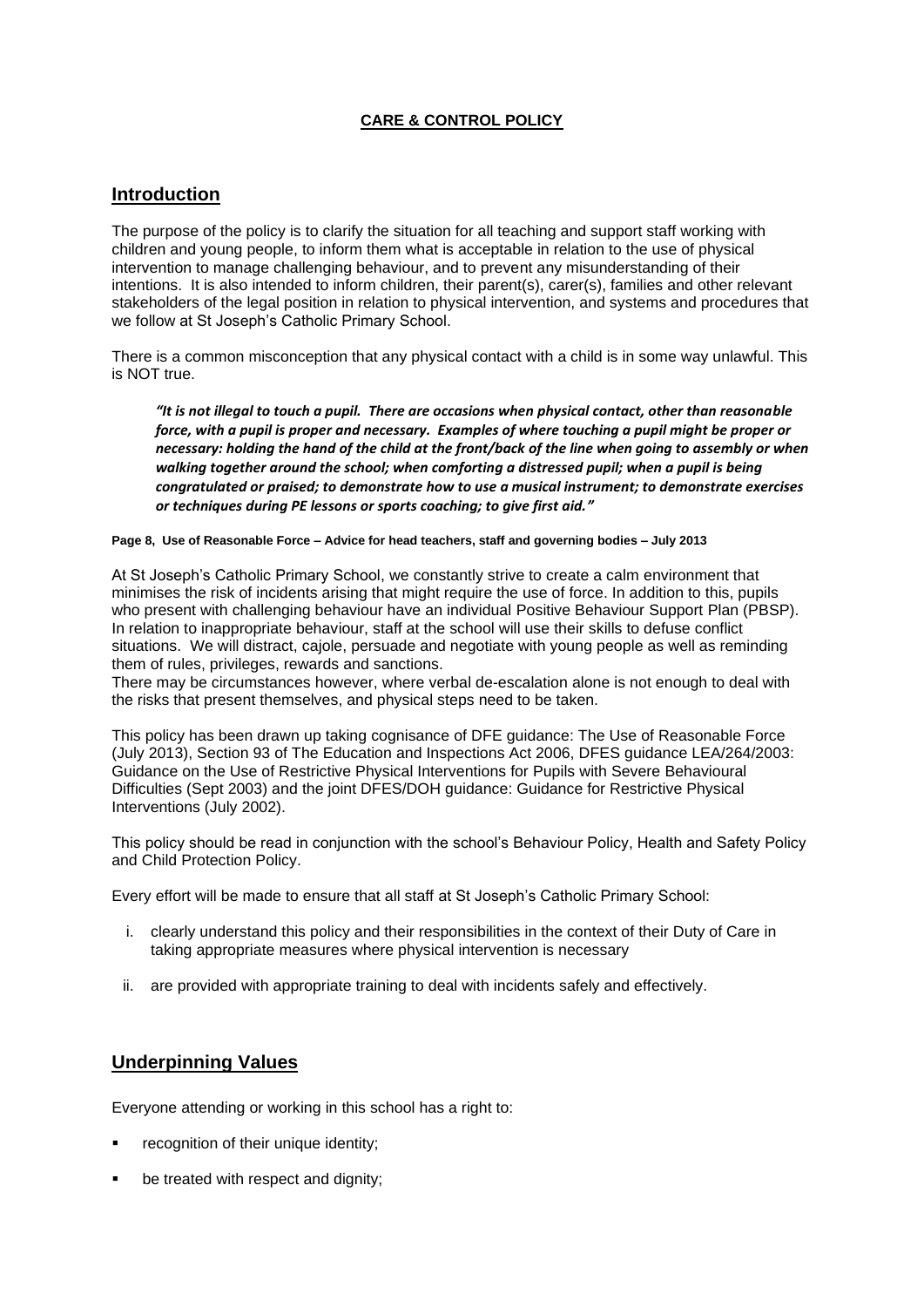**CARE & CONTROL POLICY**

## Introduction

The purpose of the policy is to clarify the situation for all teaching and support staff working with children and young people, to inform them what is acceptable in relation to the use of physical intervention to manage challenging behaviour, and to prevent any misunderstanding of their intentions. It is also intended to inform children, their parent(s), carer(s), families and other relevant stakeholders of the legal position in relation to physical intervention, and systems and procedures that we follow at St Joseph's Catholic Primary School.

There is a common misconception that any physical contact with a child is in some way unlawful. This is NOT true.

> ***"It is not illegal to touch a pupil. There are occasions when physical contact, other than reasonable force, with a pupil is proper and necessary. Examples of where touching a pupil might be proper or necessary: holding the hand of the child at the front/back of the line when going to assembly or when walking together around the school; when comforting a distressed pupil; when a pupil is being congratulated or praised; to demonstrate how to use a musical instrument; to demonstrate exercises or techniques during PE lessons or sports coaching; to give first aid."***

**Page 8, Use of Reasonable Force – Advice for head teachers, staff and governing bodies – July 2013**

At St Joseph's Catholic Primary School, we constantly strive to create a calm environment that minimises the risk of incidents arising that might require the use of force. In addition to this, pupils who present with challenging behaviour have an individual Positive Behaviour Support Plan (PBSP). In relation to inappropriate behaviour, staff at the school will use their skills to defuse conflict situations. We will distract, cajole, persuade and negotiate with young people as well as reminding them of rules, privileges, rewards and sanctions.

There may be circumstances however, where verbal de-escalation alone is not enough to deal with the risks that present themselves, and physical steps need to be taken.

This policy has been drawn up taking cognisance of DFE guidance: The Use of Reasonable Force (July 2013), Section 93 of The Education and Inspections Act 2006, DFES guidance LEA/264/2003: Guidance on the Use of Restrictive Physical Interventions for Pupils with Severe Behavioural Difficulties (Sept 2003) and the joint DFES/DOH guidance: Guidance for Restrictive Physical Interventions (July 2002).

This policy should be read in conjunction with the school's Behaviour Policy, Health and Safety Policy and Child Protection Policy.

Every effort will be made to ensure that all staff at St Joseph's Catholic Primary School:

i. clearly understand this policy and their responsibilities in the context of their Duty of Care in taking appropriate measures where physical intervention is necessary

ii. are provided with appropriate training to deal with incidents safely and effectively.

## Underpinning Values

Everyone attending or working in this school has a right to:

- recognition of their unique identity;
- be treated with respect and dignity;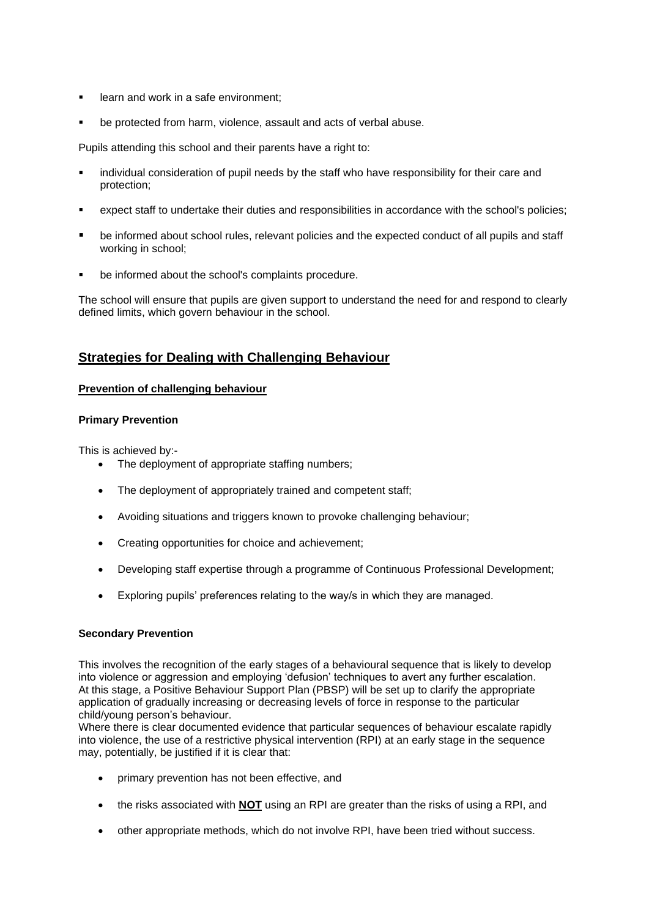- learn and work in a safe environment;
- be protected from harm, violence, assault and acts of verbal abuse.

Pupils attending this school and their parents have a right to:

- individual consideration of pupil needs by the staff who have responsibility for their care and protection;
- expect staff to undertake their duties and responsibilities in accordance with the school's policies;
- be informed about school rules, relevant policies and the expected conduct of all pupils and staff working in school;
- be informed about the school's complaints procedure.

The school will ensure that pupils are given support to understand the need for and respond to clearly defined limits, which govern behaviour in the school.

## Strategies for Dealing with Challenging Behaviour

### Prevention of challenging behaviour

#### Primary Prevention

This is achieved by:-

- The deployment of appropriate staffing numbers;
- The deployment of appropriately trained and competent staff;
- Avoiding situations and triggers known to provoke challenging behaviour;
- Creating opportunities for choice and achievement;
- Developing staff expertise through a programme of Continuous Professional Development;
- Exploring pupils' preferences relating to the way/s in which they are managed.

#### Secondary Prevention

This involves the recognition of the early stages of a behavioural sequence that is likely to develop into violence or aggression and employing 'defusion' techniques to avert any further escalation. At this stage, a Positive Behaviour Support Plan (PBSP) will be set up to clarify the appropriate application of gradually increasing or decreasing levels of force in response to the particular child/young person's behaviour.

Where there is clear documented evidence that particular sequences of behaviour escalate rapidly into violence, the use of a restrictive physical intervention (RPI) at an early stage in the sequence may, potentially, be justified if it is clear that:

- primary prevention has not been effective, and
- the risks associated with **NOT** using an RPI are greater than the risks of using a RPI, and
- other appropriate methods, which do not involve RPI, have been tried without success.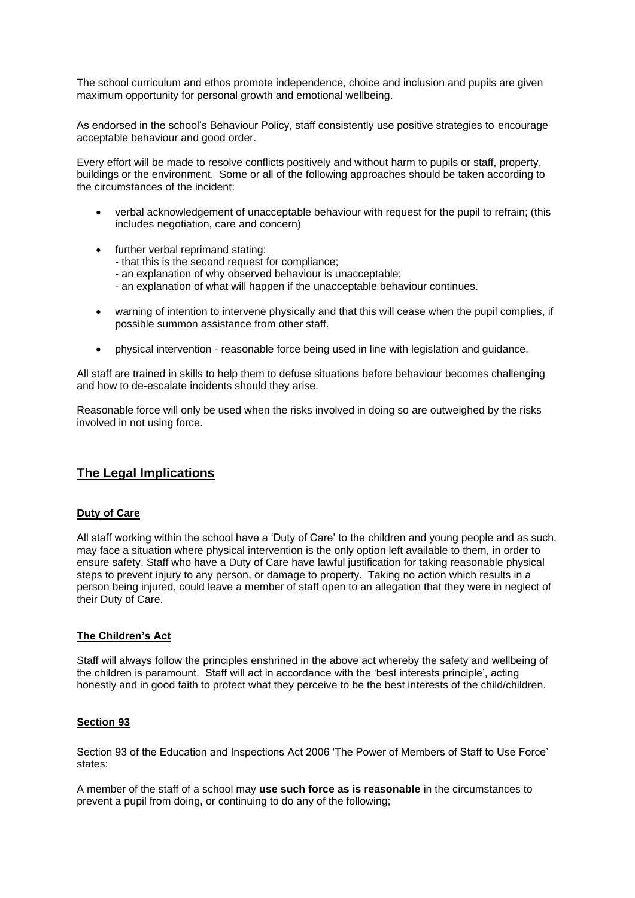The school curriculum and ethos promote independence, choice and inclusion and pupils are given maximum opportunity for personal growth and emotional wellbeing.

As endorsed in the school's Behaviour Policy, staff consistently use positive strategies to encourage acceptable behaviour and good order.

Every effort will be made to resolve conflicts positively and without harm to pupils or staff, property, buildings or the environment. Some or all of the following approaches should be taken according to the circumstances of the incident:

- verbal acknowledgement of unacceptable behaviour with request for the pupil to refrain; (this includes negotiation, care and concern)
- further verbal reprimand stating:
  - that this is the second request for compliance;
  - an explanation of why observed behaviour is unacceptable;
  - an explanation of what will happen if the unacceptable behaviour continues.
- warning of intention to intervene physically and that this will cease when the pupil complies, if possible summon assistance from other staff.
- physical intervention - reasonable force being used in line with legislation and guidance.

All staff are trained in skills to help them to defuse situations before behaviour becomes challenging and how to de-escalate incidents should they arise.

Reasonable force will only be used when the risks involved in doing so are outweighed by the risks involved in not using force.

## The Legal Implications

### Duty of Care

All staff working within the school have a 'Duty of Care' to the children and young people and as such, may face a situation where physical intervention is the only option left available to them, in order to ensure safety. Staff who have a Duty of Care have lawful justification for taking reasonable physical steps to prevent injury to any person, or damage to property. Taking no action which results in a person being injured, could leave a member of staff open to an allegation that they were in neglect of their Duty of Care.

### The Children's Act

Staff will always follow the principles enshrined in the above act whereby the safety and wellbeing of the children is paramount. Staff will act in accordance with the 'best interests principle', acting honestly and in good faith to protect what they perceive to be the best interests of the child/children.

### Section 93

Section 93 of the Education and Inspections Act 2006 'The Power of Members of Staff to Use Force' states:

A member of the staff of a school may **use such force as is reasonable** in the circumstances to prevent a pupil from doing, or continuing to do any of the following;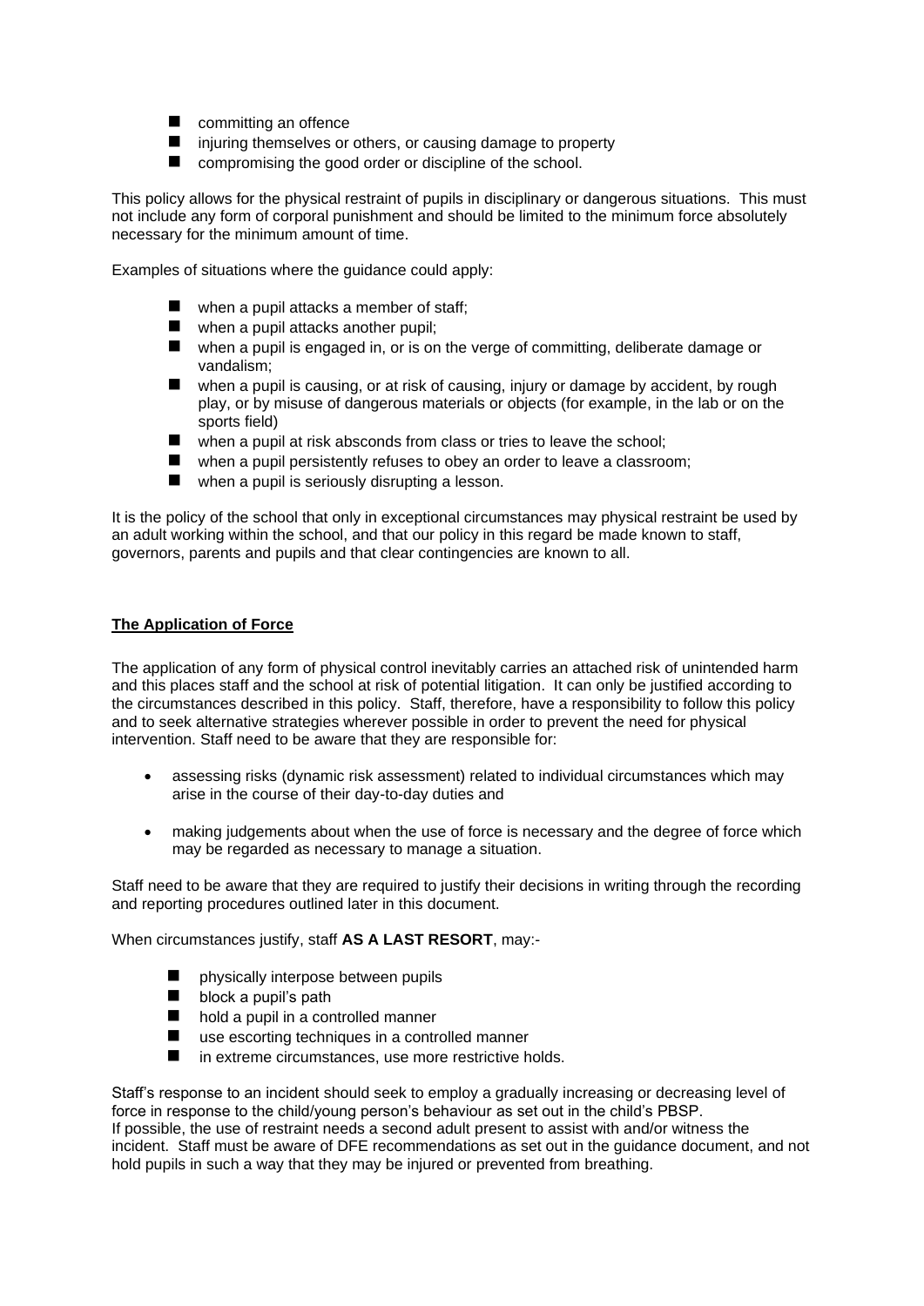- committing an offence
- injuring themselves or others, or causing damage to property
- compromising the good order or discipline of the school.

This policy allows for the physical restraint of pupils in disciplinary or dangerous situations. This must not include any form of corporal punishment and should be limited to the minimum force absolutely necessary for the minimum amount of time.

Examples of situations where the guidance could apply:

- when a pupil attacks a member of staff;
- when a pupil attacks another pupil;
- when a pupil is engaged in, or is on the verge of committing, deliberate damage or vandalism;
- when a pupil is causing, or at risk of causing, injury or damage by accident, by rough play, or by misuse of dangerous materials or objects (for example, in the lab or on the sports field)
- when a pupil at risk absconds from class or tries to leave the school;
- when a pupil persistently refuses to obey an order to leave a classroom;
- when a pupil is seriously disrupting a lesson.

It is the policy of the school that only in exceptional circumstances may physical restraint be used by an adult working within the school, and that our policy in this regard be made known to staff, governors, parents and pupils and that clear contingencies are known to all.

**The Application of Force**

The application of any form of physical control inevitably carries an attached risk of unintended harm and this places staff and the school at risk of potential litigation. It can only be justified according to the circumstances described in this policy. Staff, therefore, have a responsibility to follow this policy and to seek alternative strategies wherever possible in order to prevent the need for physical intervention. Staff need to be aware that they are responsible for:

- assessing risks (dynamic risk assessment) related to individual circumstances which may arise in the course of their day-to-day duties and

- making judgements about when the use of force is necessary and the degree of force which may be regarded as necessary to manage a situation.

Staff need to be aware that they are required to justify their decisions in writing through the recording and reporting procedures outlined later in this document.

When circumstances justify, staff **AS A LAST RESORT**, may:-

- physically interpose between pupils
- block a pupil's path
- hold a pupil in a controlled manner
- use escorting techniques in a controlled manner
- in extreme circumstances, use more restrictive holds.

Staff's response to an incident should seek to employ a gradually increasing or decreasing level of force in response to the child/young person's behaviour as set out in the child's PBSP.
If possible, the use of restraint needs a second adult present to assist with and/or witness the incident. Staff must be aware of DFE recommendations as set out in the guidance document, and not hold pupils in such a way that they may be injured or prevented from breathing.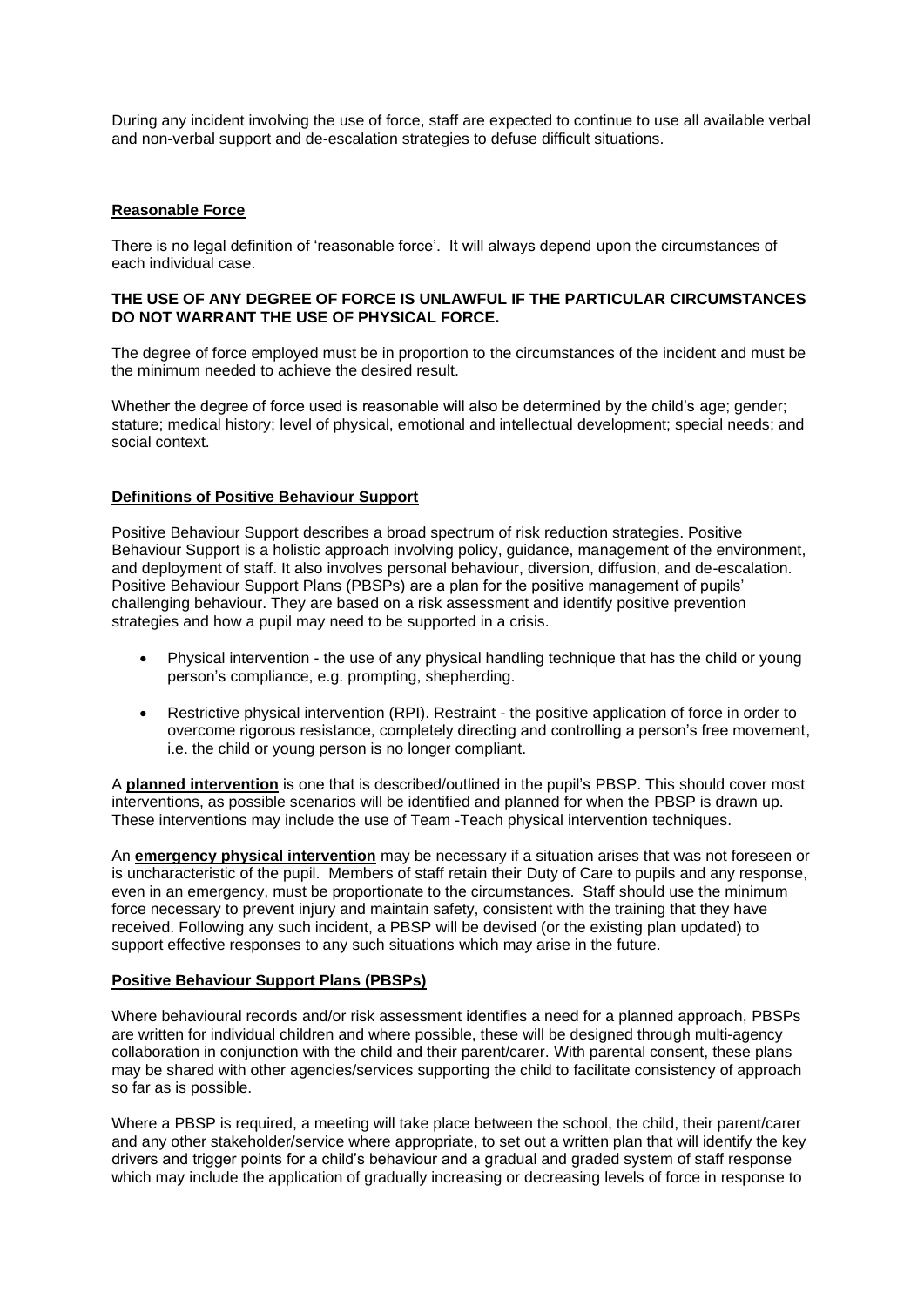During any incident involving the use of force, staff are expected to continue to use all available verbal and non-verbal support and de-escalation strategies to defuse difficult situations.

## Reasonable Force

There is no legal definition of 'reasonable force'. It will always depend upon the circumstances of each individual case.

**THE USE OF ANY DEGREE OF FORCE IS UNLAWFUL IF THE PARTICULAR CIRCUMSTANCES DO NOT WARRANT THE USE OF PHYSICAL FORCE.**

The degree of force employed must be in proportion to the circumstances of the incident and must be the minimum needed to achieve the desired result.

Whether the degree of force used is reasonable will also be determined by the child's age; gender; stature; medical history; level of physical, emotional and intellectual development; special needs; and social context.

## Definitions of Positive Behaviour Support

Positive Behaviour Support describes a broad spectrum of risk reduction strategies. Positive Behaviour Support is a holistic approach involving policy, guidance, management of the environment, and deployment of staff. It also involves personal behaviour, diversion, diffusion, and de-escalation. Positive Behaviour Support Plans (PBSPs) are a plan for the positive management of pupils' challenging behaviour. They are based on a risk assessment and identify positive prevention strategies and how a pupil may need to be supported in a crisis.

- Physical intervention - the use of any physical handling technique that has the child or young person's compliance, e.g. prompting, shepherding.
- Restrictive physical intervention (RPI). Restraint - the positive application of force in order to overcome rigorous resistance, completely directing and controlling a person's free movement, i.e. the child or young person is no longer compliant.

A **planned intervention** is one that is described/outlined in the pupil's PBSP. This should cover most interventions, as possible scenarios will be identified and planned for when the PBSP is drawn up. These interventions may include the use of Team -Teach physical intervention techniques.

An **emergency physical intervention** may be necessary if a situation arises that was not foreseen or is uncharacteristic of the pupil. Members of staff retain their Duty of Care to pupils and any response, even in an emergency, must be proportionate to the circumstances. Staff should use the minimum force necessary to prevent injury and maintain safety, consistent with the training that they have received. Following any such incident, a PBSP will be devised (or the existing plan updated) to support effective responses to any such situations which may arise in the future.

## Positive Behaviour Support Plans (PBSPs)

Where behavioural records and/or risk assessment identifies a need for a planned approach, PBSPs are written for individual children and where possible, these will be designed through multi-agency collaboration in conjunction with the child and their parent/carer. With parental consent, these plans may be shared with other agencies/services supporting the child to facilitate consistency of approach so far as is possible.

Where a PBSP is required, a meeting will take place between the school, the child, their parent/carer and any other stakeholder/service where appropriate, to set out a written plan that will identify the key drivers and trigger points for a child's behaviour and a gradual and graded system of staff response which may include the application of gradually increasing or decreasing levels of force in response to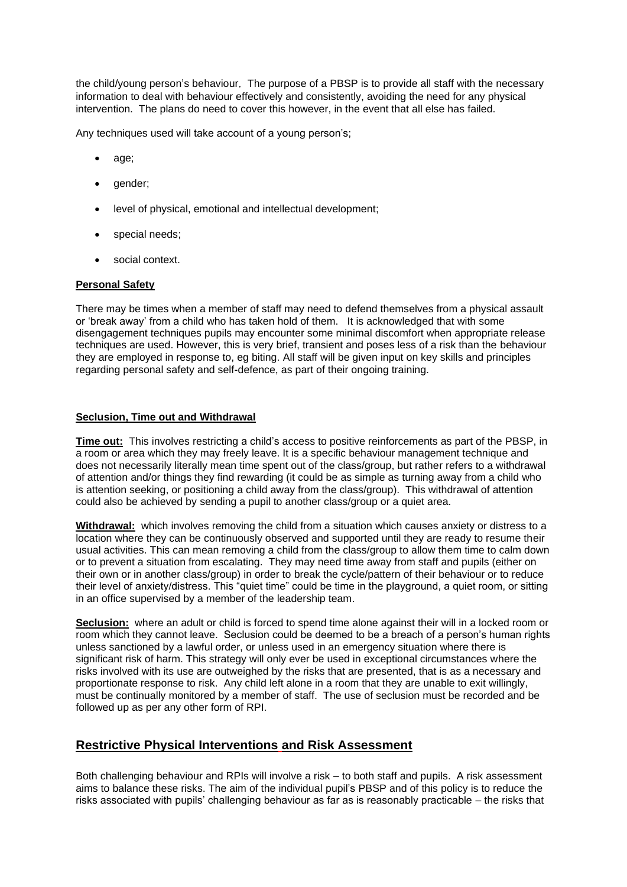the child/young person's behaviour. The purpose of a PBSP is to provide all staff with the necessary information to deal with behaviour effectively and consistently, avoiding the need for any physical intervention. The plans do need to cover this however, in the event that all else has failed.

Any techniques used will take account of a young person's;

- age;
- gender;
- level of physical, emotional and intellectual development;
- special needs;
- social context.

**Personal Safety**

There may be times when a member of staff may need to defend themselves from a physical assault or 'break away' from a child who has taken hold of them. It is acknowledged that with some disengagement techniques pupils may encounter some minimal discomfort when appropriate release techniques are used. However, this is very brief, transient and poses less of a risk than the behaviour they are employed in response to, eg biting. All staff will be given input on key skills and principles regarding personal safety and self-defence, as part of their ongoing training.

**Seclusion, Time out and Withdrawal**

**Time out:** This involves restricting a child's access to positive reinforcements as part of the PBSP, in a room or area which they may freely leave. It is a specific behaviour management technique and does not necessarily literally mean time spent out of the class/group, but rather refers to a withdrawal of attention and/or things they find rewarding (it could be as simple as turning away from a child who is attention seeking, or positioning a child away from the class/group). This withdrawal of attention could also be achieved by sending a pupil to another class/group or a quiet area.

**Withdrawal:** which involves removing the child from a situation which causes anxiety or distress to a location where they can be continuously observed and supported until they are ready to resume their usual activities. This can mean removing a child from the class/group to allow them time to calm down or to prevent a situation from escalating. They may need time away from staff and pupils (either on their own or in another class/group) in order to break the cycle/pattern of their behaviour or to reduce their level of anxiety/distress. This "quiet time" could be time in the playground, a quiet room, or sitting in an office supervised by a member of the leadership team.

**Seclusion:** where an adult or child is forced to spend time alone against their will in a locked room or room which they cannot leave. Seclusion could be deemed to be a breach of a person's human rights unless sanctioned by a lawful order, or unless used in an emergency situation where there is significant risk of harm. This strategy will only ever be used in exceptional circumstances where the risks involved with its use are outweighed by the risks that are presented, that is as a necessary and proportionate response to risk. Any child left alone in a room that they are unable to exit willingly, must be continually monitored by a member of staff. The use of seclusion must be recorded and be followed up as per any other form of RPI.

## Restrictive Physical Interventions and Risk Assessment

Both challenging behaviour and RPIs will involve a risk – to both staff and pupils. A risk assessment aims to balance these risks. The aim of the individual pupil's PBSP and of this policy is to reduce the risks associated with pupils' challenging behaviour as far as is reasonably practicable – the risks that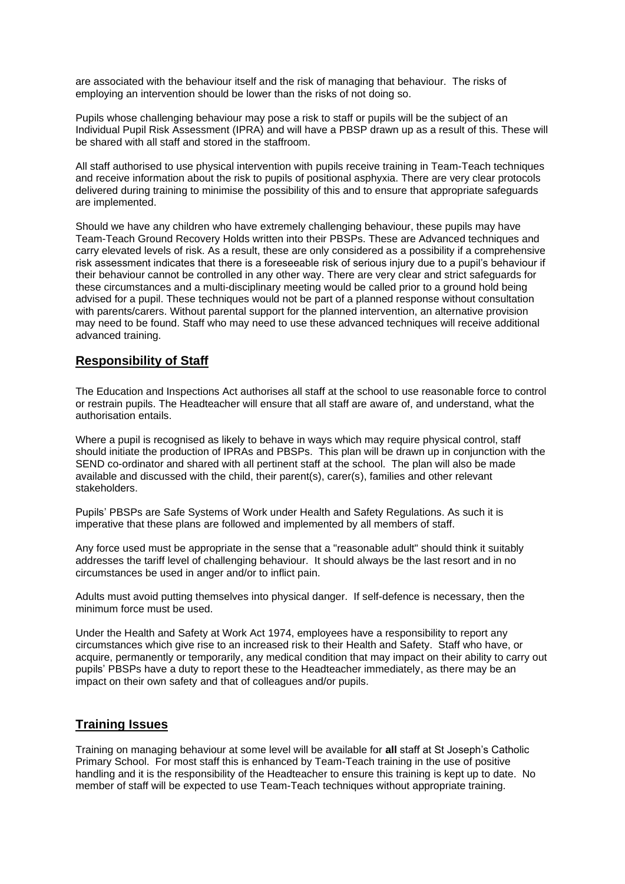are associated with the behaviour itself and the risk of managing that behaviour. The risks of employing an intervention should be lower than the risks of not doing so.

Pupils whose challenging behaviour may pose a risk to staff or pupils will be the subject of an Individual Pupil Risk Assessment (IPRA) and will have a PBSP drawn up as a result of this. These will be shared with all staff and stored in the staffroom.

All staff authorised to use physical intervention with pupils receive training in Team-Teach techniques and receive information about the risk to pupils of positional asphyxia. There are very clear protocols delivered during training to minimise the possibility of this and to ensure that appropriate safeguards are implemented.

Should we have any children who have extremely challenging behaviour, these pupils may have Team-Teach Ground Recovery Holds written into their PBSPs. These are Advanced techniques and carry elevated levels of risk. As a result, these are only considered as a possibility if a comprehensive risk assessment indicates that there is a foreseeable risk of serious injury due to a pupil's behaviour if their behaviour cannot be controlled in any other way. There are very clear and strict safeguards for these circumstances and a multi-disciplinary meeting would be called prior to a ground hold being advised for a pupil. These techniques would not be part of a planned response without consultation with parents/carers. Without parental support for the planned intervention, an alternative provision may need to be found. Staff who may need to use these advanced techniques will receive additional advanced training.

## Responsibility of Staff

The Education and Inspections Act authorises all staff at the school to use reasonable force to control or restrain pupils. The Headteacher will ensure that all staff are aware of, and understand, what the authorisation entails.

Where a pupil is recognised as likely to behave in ways which may require physical control, staff should initiate the production of IPRAs and PBSPs. This plan will be drawn up in conjunction with the SEND co-ordinator and shared with all pertinent staff at the school. The plan will also be made available and discussed with the child, their parent(s), carer(s), families and other relevant stakeholders.

Pupils' PBSPs are Safe Systems of Work under Health and Safety Regulations. As such it is imperative that these plans are followed and implemented by all members of staff.

Any force used must be appropriate in the sense that a "reasonable adult" should think it suitably addresses the tariff level of challenging behaviour. It should always be the last resort and in no circumstances be used in anger and/or to inflict pain.

Adults must avoid putting themselves into physical danger. If self-defence is necessary, then the minimum force must be used.

Under the Health and Safety at Work Act 1974, employees have a responsibility to report any circumstances which give rise to an increased risk to their Health and Safety. Staff who have, or acquire, permanently or temporarily, any medical condition that may impact on their ability to carry out pupils' PBSPs have a duty to report these to the Headteacher immediately, as there may be an impact on their own safety and that of colleagues and/or pupils.

## Training Issues

Training on managing behaviour at some level will be available for **all** staff at St Joseph's Catholic Primary School. For most staff this is enhanced by Team-Teach training in the use of positive handling and it is the responsibility of the Headteacher to ensure this training is kept up to date. No member of staff will be expected to use Team-Teach techniques without appropriate training.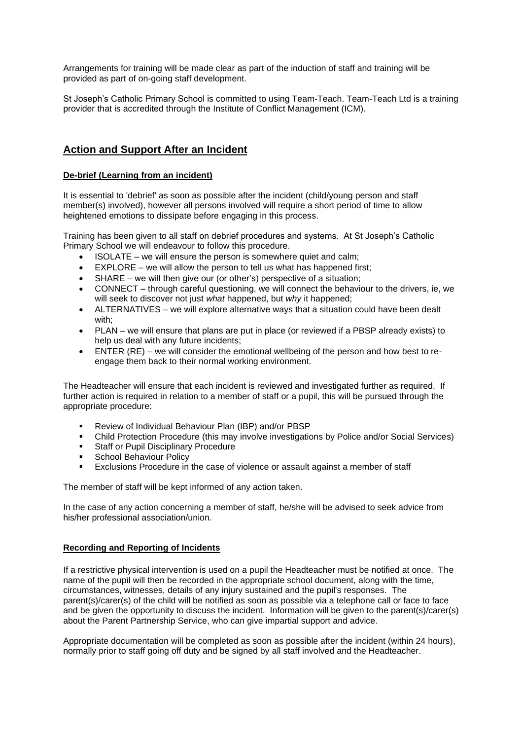Arrangements for training will be made clear as part of the induction of staff and training will be provided as part of on-going staff development.

St Joseph's Catholic Primary School is committed to using Team-Teach. Team-Teach Ltd is a training provider that is accredited through the Institute of Conflict Management (ICM).

## Action and Support After an Incident

### De-brief (Learning from an incident)

It is essential to 'debrief' as soon as possible after the incident (child/young person and staff member(s) involved), however all persons involved will require a short period of time to allow heightened emotions to dissipate before engaging in this process.

Training has been given to all staff on debrief procedures and systems. At St Joseph's Catholic Primary School we will endeavour to follow this procedure.

- ISOLATE – we will ensure the person is somewhere quiet and calm;
- EXPLORE – we will allow the person to tell us what has happened first;
- SHARE – we will then give our (or other's) perspective of a situation;
- CONNECT – through careful questioning, we will connect the behaviour to the drivers, ie, we will seek to discover not just *what* happened, but *why* it happened;
- ALTERNATIVES – we will explore alternative ways that a situation could have been dealt with;
- PLAN – we will ensure that plans are put in place (or reviewed if a PBSP already exists) to help us deal with any future incidents;
- ENTER (RE) – we will consider the emotional wellbeing of the person and how best to re-engage them back to their normal working environment.

The Headteacher will ensure that each incident is reviewed and investigated further as required. If further action is required in relation to a member of staff or a pupil, this will be pursued through the appropriate procedure:

- Review of Individual Behaviour Plan (IBP) and/or PBSP
- Child Protection Procedure (this may involve investigations by Police and/or Social Services)
- Staff or Pupil Disciplinary Procedure
- School Behaviour Policy
- Exclusions Procedure in the case of violence or assault against a member of staff

The member of staff will be kept informed of any action taken.

In the case of any action concerning a member of staff, he/she will be advised to seek advice from his/her professional association/union.

### Recording and Reporting of Incidents

If a restrictive physical intervention is used on a pupil the Headteacher must be notified at once. The name of the pupil will then be recorded in the appropriate school document, along with the time, circumstances, witnesses, details of any injury sustained and the pupil's responses. The parent(s)/carer(s) of the child will be notified as soon as possible via a telephone call or face to face and be given the opportunity to discuss the incident. Information will be given to the parent(s)/carer(s) about the Parent Partnership Service, who can give impartial support and advice.

Appropriate documentation will be completed as soon as possible after the incident (within 24 hours), normally prior to staff going off duty and be signed by all staff involved and the Headteacher.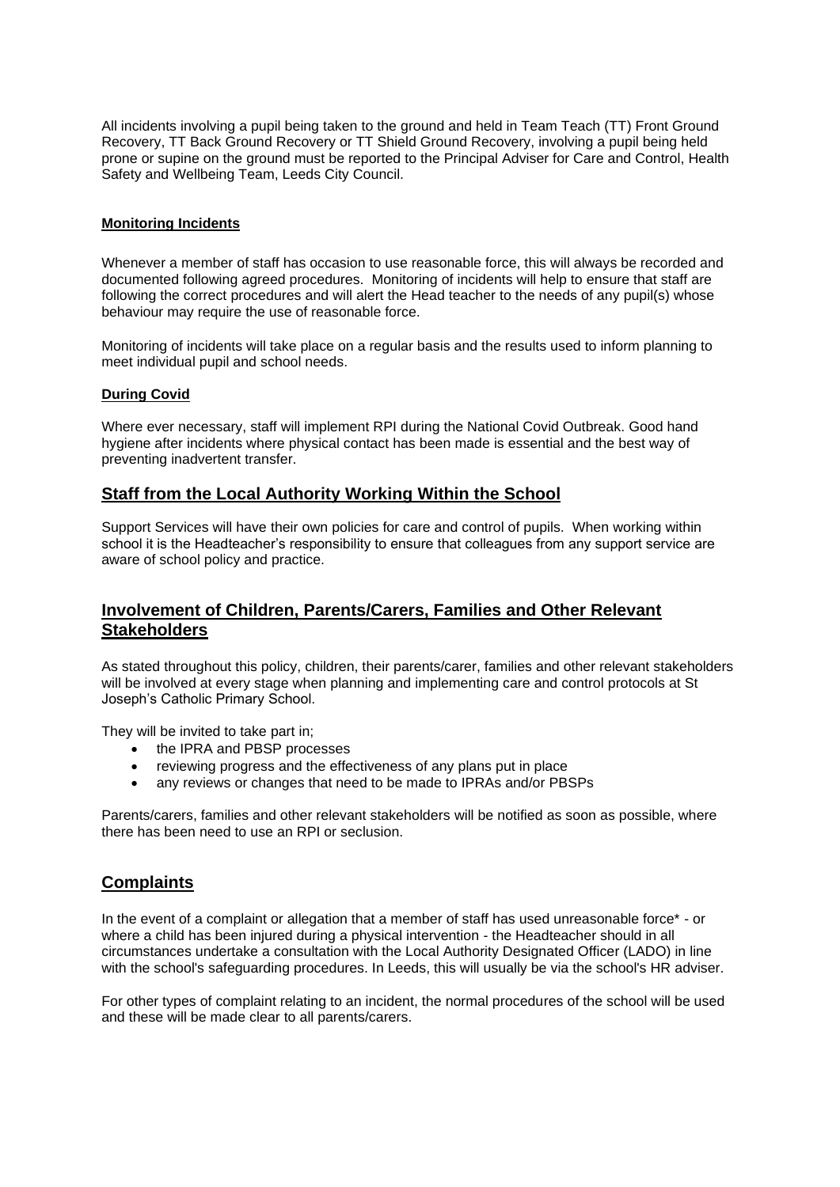All incidents involving a pupil being taken to the ground and held in Team Teach (TT) Front Ground Recovery, TT Back Ground Recovery or TT Shield Ground Recovery, involving a pupil being held prone or supine on the ground must be reported to the Principal Adviser for Care and Control, Health Safety and Wellbeing Team, Leeds City Council.

#### Monitoring Incidents

Whenever a member of staff has occasion to use reasonable force, this will always be recorded and documented following agreed procedures. Monitoring of incidents will help to ensure that staff are following the correct procedures and will alert the Head teacher to the needs of any pupil(s) whose behaviour may require the use of reasonable force.

Monitoring of incidents will take place on a regular basis and the results used to inform planning to meet individual pupil and school needs.

#### During Covid

Where ever necessary, staff will implement RPI during the National Covid Outbreak. Good hand hygiene after incidents where physical contact has been made is essential and the best way of preventing inadvertent transfer.

## Staff from the Local Authority Working Within the School

Support Services will have their own policies for care and control of pupils. When working within school it is the Headteacher's responsibility to ensure that colleagues from any support service are aware of school policy and practice.

## Involvement of Children, Parents/Carers, Families and Other Relevant Stakeholders

As stated throughout this policy, children, their parents/carer, families and other relevant stakeholders will be involved at every stage when planning and implementing care and control protocols at St Joseph's Catholic Primary School.

They will be invited to take part in;

- the IPRA and PBSP processes
- reviewing progress and the effectiveness of any plans put in place
- any reviews or changes that need to be made to IPRAs and/or PBSPs

Parents/carers, families and other relevant stakeholders will be notified as soon as possible, where there has been need to use an RPI or seclusion.

## Complaints

In the event of a complaint or allegation that a member of staff has used unreasonable force* - or where a child has been injured during a physical intervention - the Headteacher should in all circumstances undertake a consultation with the Local Authority Designated Officer (LADO) in line with the school's safeguarding procedures. In Leeds, this will usually be via the school's HR adviser.

For other types of complaint relating to an incident, the normal procedures of the school will be used and these will be made clear to all parents/carers.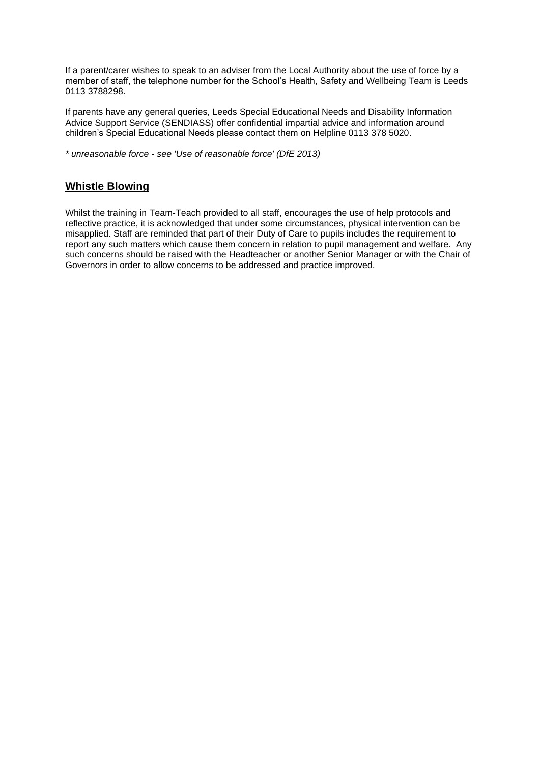If a parent/carer wishes to speak to an adviser from the Local Authority about the use of force by a member of staff, the telephone number for the School's Health, Safety and Wellbeing Team is Leeds 0113 3788298.

If parents have any general queries, Leeds Special Educational Needs and Disability Information Advice Support Service (SENDIASS) offer confidential impartial advice and information around children's Special Educational Needs please contact them on Helpline 0113 378 5020.

*\* unreasonable force - see 'Use of reasonable force' (DfE 2013)*

## Whistle Blowing

Whilst the training in Team-Teach provided to all staff, encourages the use of help protocols and reflective practice, it is acknowledged that under some circumstances, physical intervention can be misapplied. Staff are reminded that part of their Duty of Care to pupils includes the requirement to report any such matters which cause them concern in relation to pupil management and welfare. Any such concerns should be raised with the Headteacher or another Senior Manager or with the Chair of Governors in order to allow concerns to be addressed and practice improved.